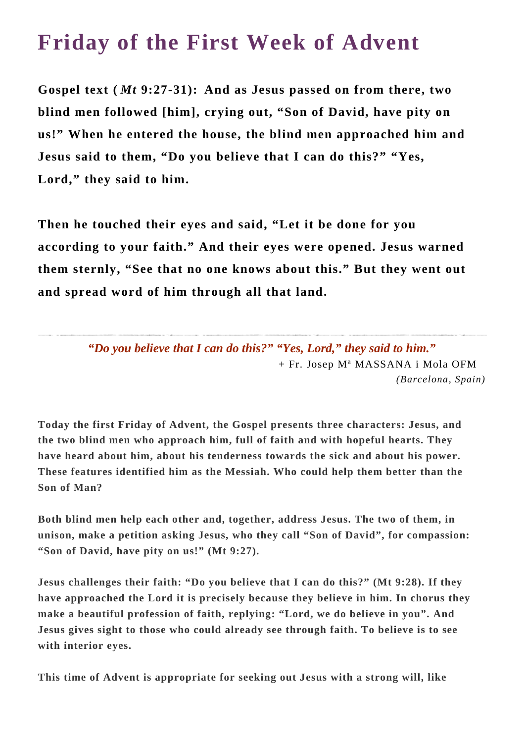# Friday of the First Week of Advent

**Gospel text (*Mt* 9:27-31): And as Jesus passed on from there, two blind men followed [him], crying out, "Son of David, have pity on us!" When he entered the house, the blind men approached him and Jesus said to them, "Do you believe that I can do this?" "Yes, Lord," they said to him.**

**Then he touched their eyes and said, "Let it be done for you according to your faith." And their eyes were opened. Jesus warned them sternly, "See that no one knows about this." But they went out and spread word of him through all that land.**

---

*"Do you believe that I can do this?" "Yes, Lord," they said to him."*

+ Fr. Josep Mª MASSANA i Mola OFM
*(Barcelona, Spain)*

**Today the first Friday of Advent, the Gospel presents three characters: Jesus, and the two blind men who approach him, full of faith and with hopeful hearts. They have heard about him, about his tenderness towards the sick and about his power. These features identified him as the Messiah. Who could help them better than the Son of Man?**

**Both blind men help each other and, together, address Jesus. The two of them, in unison, make a petition asking Jesus, who they call "Son of David", for compassion: "Son of David, have pity on us!" (Mt 9:27).**

**Jesus challenges their faith: "Do you believe that I can do this?" (Mt 9:28). If they have approached the Lord it is precisely because they believe in him. In chorus they make a beautiful profession of faith, replying: "Lord, we do believe in you". And Jesus gives sight to those who could already see through faith. To believe is to see with interior eyes.**

**This time of Advent is appropriate for seeking out Jesus with a strong will, like**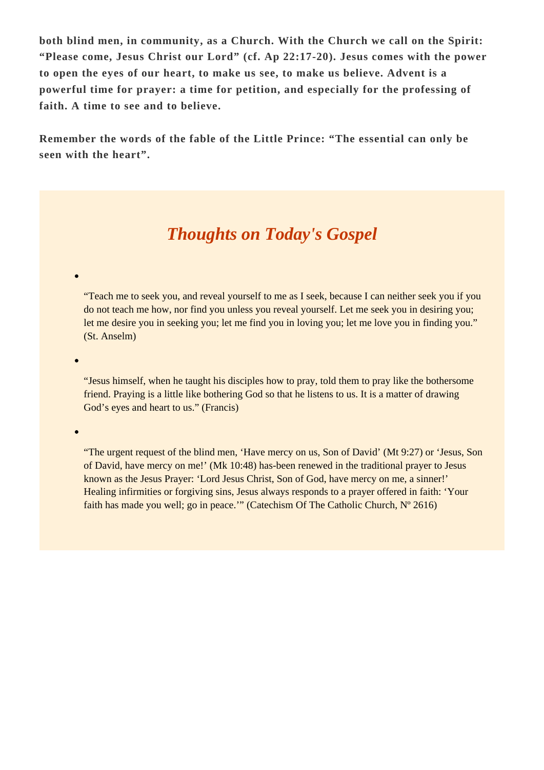**both blind men, in community, as a Church. With the Church we call on the Spirit: “Please come, Jesus Christ our Lord” (cf. Ap 22:17-20). Jesus comes with the power to open the eyes of our heart, to make us see, to make us believe. Advent is a powerful time for prayer: a time for petition, and especially for the professing of faith. A time to see and to believe.**

**Remember the words of the fable of the Little Prince: “The essential can only be seen with the heart”.**

## *Thoughts on Today's Gospel*

- “Teach me to seek you, and reveal yourself to me as I seek, because I can neither seek you if you do not teach me how, nor find you unless you reveal yourself. Let me seek you in desiring you; let me desire you in seeking you; let me find you in loving you; let me love you in finding you.” (St. Anselm)

- “Jesus himself, when he taught his disciples how to pray, told them to pray like the bothersome friend. Praying is a little like bothering God so that he listens to us. It is a matter of drawing God’s eyes and heart to us.” (Francis)

- “The urgent request of the blind men, ‘Have mercy on us, Son of David’ (Mt 9:27) or ‘Jesus, Son of David, have mercy on me!’ (Mk 10:48) has-been renewed in the traditional prayer to Jesus known as the Jesus Prayer: ‘Lord Jesus Christ, Son of God, have mercy on me, a sinner!’ Healing infirmities or forgiving sins, Jesus always responds to a prayer offered in faith: ‘Your faith has made you well; go in peace.’” (Catechism Of The Catholic Church, Nº 2616)